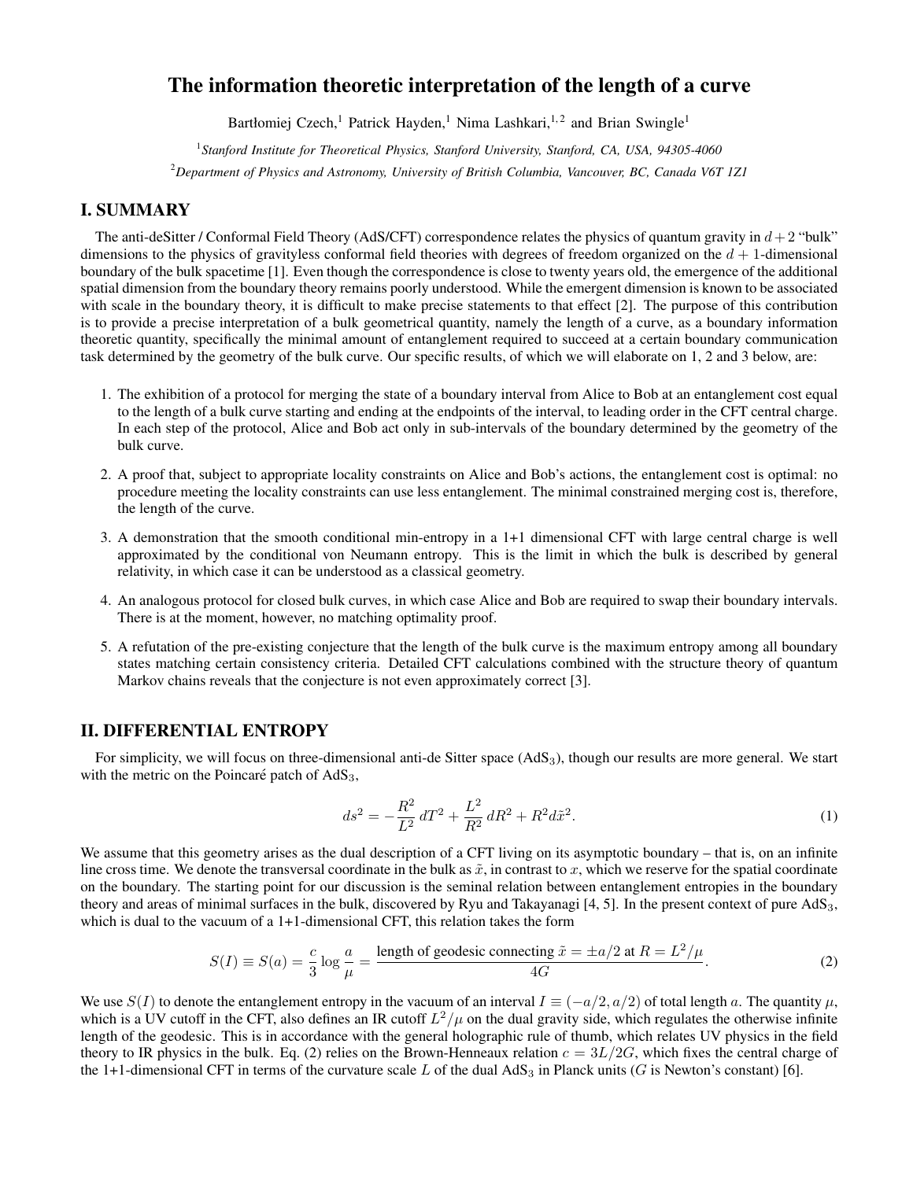# The information theoretic interpretation of the length of a curve

Bartłomiej Czech,[1] Patrick Hayden,[1] Nima Lashkari,[1,2] and Brian Swingle[1]

[1]*Stanford Institute for Theoretical Physics, Stanford University, Stanford, CA, USA, 94305-4060*

[2]*Department of Physics and Astronomy, University of British Columbia, Vancouver, BC, Canada V6T 1Z1*

## I. SUMMARY

The anti-deSitter / Conformal Field Theory (AdS/CFT) correspondence relates the physics of quantum gravity in $d+2$ "bulk" dimensions to the physics of gravityless conformal field theories with degrees of freedom organized on the $d+1$-dimensional boundary of the bulk spacetime [1]. Even though the correspondence is close to twenty years old, the emergence of the additional spatial dimension from the boundary theory remains poorly understood. While the emergent dimension is known to be associated with scale in the boundary theory, it is difficult to make precise statements to that effect [2]. The purpose of this contribution is to provide a precise interpretation of a bulk geometrical quantity, namely the length of a curve, as a boundary information theoretic quantity, specifically the minimal amount of entanglement required to succeed at a certain boundary communication task determined by the geometry of the bulk curve. Our specific results, of which we will elaborate on 1, 2 and 3 below, are:

1. The exhibition of a protocol for merging the state of a boundary interval from Alice to Bob at an entanglement cost equal to the length of a bulk curve starting and ending at the endpoints of the interval, to leading order in the CFT central charge. In each step of the protocol, Alice and Bob act only in sub-intervals of the boundary determined by the geometry of the bulk curve.
2. A proof that, subject to appropriate locality constraints on Alice and Bob's actions, the entanglement cost is optimal: no procedure meeting the locality constraints can use less entanglement. The minimal constrained merging cost is, therefore, the length of the curve.
3. A demonstration that the smooth conditional min-entropy in a 1+1 dimensional CFT with large central charge is well approximated by the conditional von Neumann entropy. This is the limit in which the bulk is described by general relativity, in which case it can be understood as a classical geometry.
4. An analogous protocol for closed bulk curves, in which case Alice and Bob are required to swap their boundary intervals. There is at the moment, however, no matching optimality proof.
5. A refutation of the pre-existing conjecture that the length of the bulk curve is the maximum entropy among all boundary states matching certain consistency criteria. Detailed CFT calculations combined with the structure theory of quantum Markov chains reveals that the conjecture is not even approximately correct [3].

## II. DIFFERENTIAL ENTROPY

For simplicity, we will focus on three-dimensional anti-de Sitter space ($\mathrm{AdS}_3$), though our results are more general. We start with the metric on the Poincaré patch of $\mathrm{AdS}_3$,

$$ds^2 = -\frac{R^2}{L^2}\,dT^2 + \frac{L^2}{R^2}\,dR^2 + R^2 d\tilde{x}^2. \tag{1}$$

We assume that this geometry arises as the dual description of a CFT living on its asymptotic boundary – that is, on an infinite line cross time. We denote the transversal coordinate in the bulk as $\tilde{x}$, in contrast to $x$, which we reserve for the spatial coordinate on the boundary. The starting point for our discussion is the seminal relation between entanglement entropies in the boundary theory and areas of minimal surfaces in the bulk, discovered by Ryu and Takayanagi [4, 5]. In the present context of pure $\mathrm{AdS}_3$, which is dual to the vacuum of a 1+1-dimensional CFT, this relation takes the form

$$S(I) \equiv S(a) = \frac{c}{3}\log\frac{a}{\mu} = \frac{\text{length of geodesic connecting } \tilde{x} = \pm a/2 \text{ at } R = L^2/\mu}{4G}. \tag{2}$$

We use $S(I)$ to denote the entanglement entropy in the vacuum of an interval $I \equiv (-a/2, a/2)$ of total length $a$. The quantity $\mu$, which is a UV cutoff in the CFT, also defines an IR cutoff $L^2/\mu$ on the dual gravity side, which regulates the otherwise infinite length of the geodesic. This is in accordance with the general holographic rule of thumb, which relates UV physics in the field theory to IR physics in the bulk. Eq. (2) relies on the Brown-Henneaux relation $c = 3L/2G$, which fixes the central charge of the 1+1-dimensional CFT in terms of the curvature scale $L$ of the dual $\mathrm{AdS}_3$ in Planck units ($G$ is Newton's constant) [6].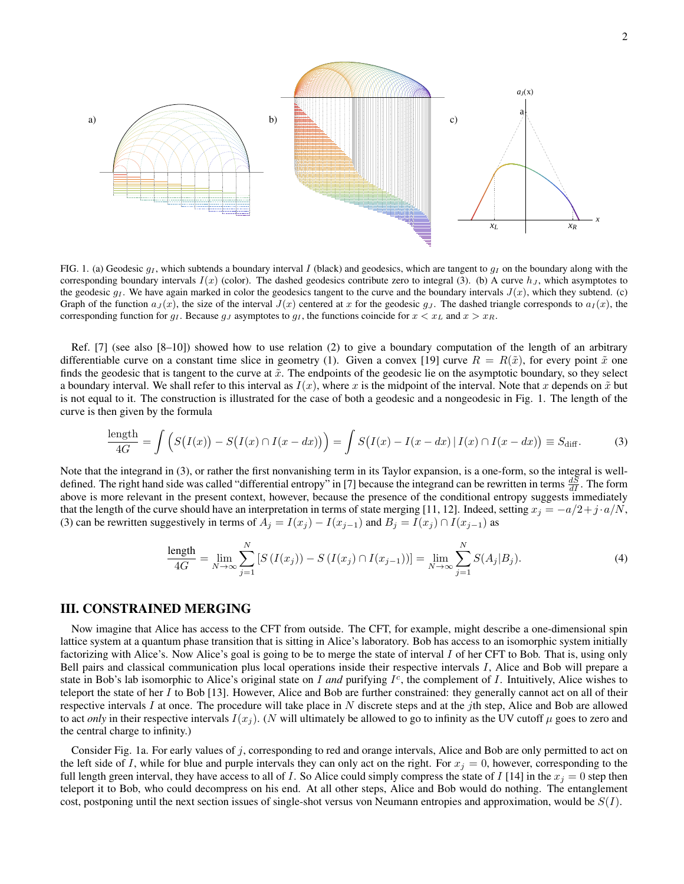FIG. 1. (a) Geodesic $g_I$, which subtends a boundary interval $I$ (black) and geodesics, which are tangent to $g_I$ on the boundary along with the corresponding boundary intervals $I(x)$ (color). The dashed geodesics contribute zero to integral (3). (b) A curve $h_J$, which asymptotes to the geodesic $g_I$. We have again marked in color the geodesics tangent to the curve and the boundary intervals $J(x)$, which they subtend. (c) Graph of the function $a_J(x)$, the size of the interval $J(x)$ centered at $x$ for the geodesic $g_J$. The dashed triangle corresponds to $a_I(x)$, the corresponding function for $g_I$. Because $g_J$ asymptotes to $g_I$, the functions coincide for $x < x_L$ and $x > x_R$.

Ref. [7] (see also [8–10]) showed how to use relation (2) to give a boundary computation of the length of an arbitrary differentiable curve on a constant time slice in geometry (1). Given a convex [19] curve $R = R(\tilde{x})$, for every point $\tilde{x}$ one finds the geodesic that is tangent to the curve at $\tilde{x}$. The endpoints of the geodesic lie on the asymptotic boundary, so they select a boundary interval. We shall refer to this interval as $I(x)$, where $x$ is the midpoint of the interval. Note that $x$ depends on $\tilde{x}$ but is not equal to it. The construction is illustrated for the case of both a geodesic and a nongeodesic in Fig. 1. The length of the curve is then given by the formula

$$\frac{\text{length}}{4G} = \int \Big( S\big(I(x)\big) - S\big(I(x) \cap I(x-dx)\big) \Big) = \int S\big(I(x) - I(x-dx) \,|\, I(x) \cap I(x-dx)\big) \equiv S_{\text{diff}}. \tag{3}$$

Note that the integrand in (3), or rather the first nonvanishing term in its Taylor expansion, is a one-form, so the integral is well-defined. The right hand side was called "differential entropy" in [7] because the integrand can be rewritten in terms $\frac{dS}{dI}$. The form above is more relevant in the present context, however, because the presence of the conditional entropy suggests immediately that the length of the curve should have an interpretation in terms of state merging [11, 12]. Indeed, setting $x_j = -a/2 + j \cdot a/N$, (3) can be rewritten suggestively in terms of $A_j = I(x_j) - I(x_{j-1})$ and $B_j = I(x_j) \cap I(x_{j-1})$ as

$$\frac{\text{length}}{4G} = \lim_{N\to\infty} \sum_{j=1}^{N} \left[ S\left(I(x_j)\right) - S\left(I(x_j) \cap I(x_{j-1})\right) \right] = \lim_{N\to\infty} \sum_{j=1}^{N} S(A_j|B_j). \tag{4}$$

## III. CONSTRAINED MERGING

Now imagine that Alice has access to the CFT from outside. The CFT, for example, might describe a one-dimensional spin lattice system at a quantum phase transition that is sitting in Alice's laboratory. Bob has access to an isomorphic system initially factorizing with Alice's. Now Alice's goal is going to be to merge the state of interval $I$ of her CFT to Bob. That is, using only Bell pairs and classical communication plus local operations inside their respective intervals $I$, Alice and Bob will prepare a state in Bob's lab isomorphic to Alice's original state on $I$ *and* purifying $I^c$, the complement of $I$. Intuitively, Alice wishes to teleport the state of her $I$ to Bob [13]. However, Alice and Bob are further constrained: they generally cannot act on all of their respective intervals $I$ at once. The procedure will take place in $N$ discrete steps and at the $j$th step, Alice and Bob are allowed to act *only* in their respective intervals $I(x_j)$. ($N$ will ultimately be allowed to go to infinity as the UV cutoff $\mu$ goes to zero and the central charge to infinity.)

Consider Fig. 1a. For early values of $j$, corresponding to red and orange intervals, Alice and Bob are only permitted to act on the left side of $I$, while for blue and purple intervals they can only act on the right. For $x_j = 0$, however, corresponding to the full length green interval, they have access to all of $I$. So Alice could simply compress the state of $I$ [14] in the $x_j = 0$ step then teleport it to Bob, who could decompress on his end. At all other steps, Alice and Bob would do nothing. The entanglement cost, postponing until the next section issues of single-shot versus von Neumann entropies and approximation, would be $S(I)$.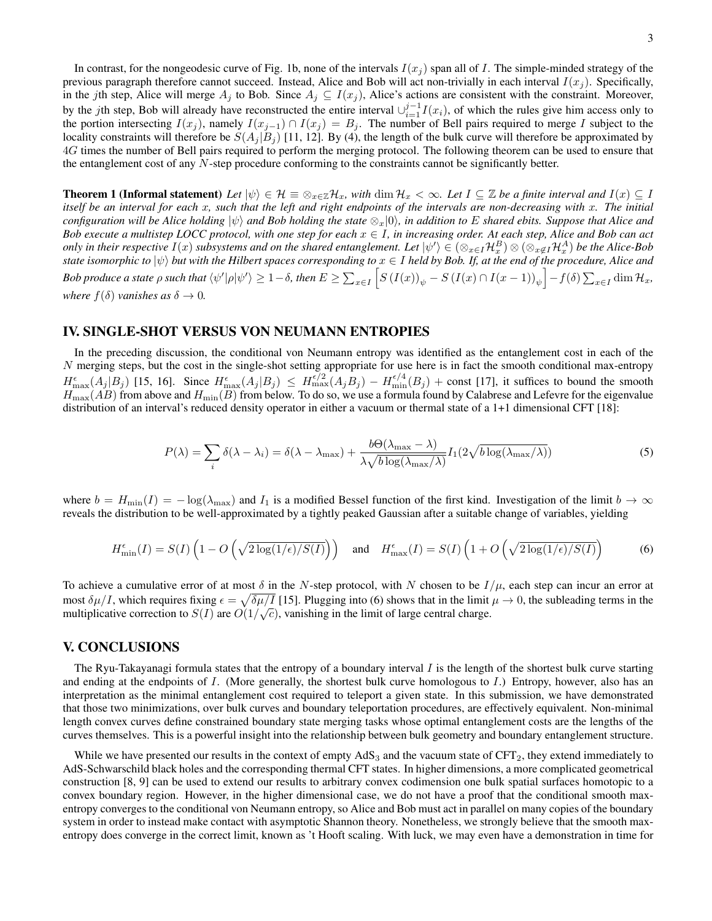In contrast, for the nongeodesic curve of Fig. 1b, none of the intervals $I(x_j)$ span all of $I$. The simple-minded strategy of the previous paragraph therefore cannot succeed. Instead, Alice and Bob will act non-trivially in each interval $I(x_j)$. Specifically, in the $j$th step, Alice will merge $A_j$ to Bob. Since $A_j \subseteq I(x_j)$, Alice's actions are consistent with the constraint. Moreover, by the $j$th step, Bob will already have reconstructed the entire interval $\cup_{i=1}^{j-1} I(x_i)$, of which the rules give him access only to the portion intersecting $I(x_j)$, namely $I(x_{j-1}) \cap I(x_j) = B_j$. The number of Bell pairs required to merge $I$ subject to the locality constraints will therefore be $S(A_j|B_j)$ [11, 12]. By (4), the length of the bulk curve will therefore be approximated by $4G$ times the number of Bell pairs required to perform the merging protocol. The following theorem can be used to ensure that the entanglement cost of any $N$-step procedure conforming to the constraints cannot be significantly better.

**Theorem 1 (Informal statement)** *Let $|\psi\rangle \in \mathcal{H} \equiv \otimes_{x\in\mathbb{Z}} \mathcal{H}_x$, with $\dim \mathcal{H}_x < \infty$. Let $I \subseteq \mathbb{Z}$ be a finite interval and $I(x) \subseteq I$ itself be an interval for each $x$, such that the left and right endpoints of the intervals are non-decreasing with $x$. The initial configuration will be Alice holding $|\psi\rangle$ and Bob holding the state $\otimes_x |0\rangle$, in addition to $E$ shared ebits. Suppose that Alice and Bob execute a multistep LOCC protocol, with one step for each $x \in I$, in increasing order. At each step, Alice and Bob can act only in their respective $I(x)$ subsystems and on the shared entanglement. Let $|\psi'\rangle \in (\otimes_{x\in I} \mathcal{H}_x^B) \otimes (\otimes_{x\notin I} \mathcal{H}_x^A)$ be the Alice-Bob state isomorphic to $|\psi\rangle$ but with the Hilbert spaces corresponding to $x \in I$ held by Bob. If, at the end of the procedure, Alice and Bob produce a state $\rho$ such that $\langle\psi'|\rho|\psi'\rangle \geq 1-\delta$, then $E \geq \sum_{x\in I}\left[S\left(I(x)\right)_\psi - S\left(I(x)\cap I(x-1)\right)_\psi\right] - f(\delta)\sum_{x\in I}\dim \mathcal{H}_x$, where $f(\delta)$ vanishes as $\delta \to 0$.*

## IV. SINGLE-SHOT VERSUS VON NEUMANN ENTROPIES

In the preceding discussion, the conditional von Neumann entropy was identified as the entanglement cost in each of the $N$ merging steps, but the cost in the single-shot setting appropriate for use here is in fact the smooth conditional max-entropy $H^\epsilon_{\max}(A_j|B_j)$ [15, 16]. Since $H^\epsilon_{\max}(A_j|B_j) \leq H^{\epsilon/2}_{\max}(A_jB_j) - H^{\epsilon/4}_{\min}(B_j) + \text{const}$ [17], it suffices to bound the smooth $H_{\max}(AB)$ from above and $H_{\min}(B)$ from below. To do so, we use a formula found by Calabrese and Lefevre for the eigenvalue distribution of an interval's reduced density operator in either a vacuum or thermal state of a 1+1 dimensional CFT [18]:

$$P(\lambda) = \sum_i \delta(\lambda - \lambda_i) = \delta(\lambda - \lambda_{\max}) + \frac{b\Theta(\lambda_{\max} - \lambda)}{\lambda\sqrt{b\log(\lambda_{\max}/\lambda)}} I_1(2\sqrt{b\log(\lambda_{\max}/\lambda)}) \tag{5}$$

where $b = H_{\min}(I) = -\log(\lambda_{\max})$ and $I_1$ is a modified Bessel function of the first kind. Investigation of the limit $b \to \infty$ reveals the distribution to be well-approximated by a tightly peaked Gaussian after a suitable change of variables, yielding

$$H^\epsilon_{\min}(I) = S(I)\left(1 - O\left(\sqrt{2\log(1/\epsilon)/S(I)}\right)\right) \quad \text{and} \quad H^\epsilon_{\max}(I) = S(I)\left(1 + O\left(\sqrt{2\log(1/\epsilon)/S(I)}\right)\right) \tag{6}$$

To achieve a cumulative error of at most $\delta$ in the $N$-step protocol, with $N$ chosen to be $I/\mu$, each step can incur an error at most $\delta\mu/I$, which requires fixing $\epsilon = \sqrt{\delta\mu/I}$ [15]. Plugging into (6) shows that in the limit $\mu \to 0$, the subleading terms in the multiplicative correction to $S(I)$ are $O(1/\sqrt{c})$, vanishing in the limit of large central charge.

## V. CONCLUSIONS

The Ryu-Takayanagi formula states that the entropy of a boundary interval $I$ is the length of the shortest bulk curve starting and ending at the endpoints of $I$. (More generally, the shortest bulk curve homologous to $I$.) Entropy, however, also has an interpretation as the minimal entanglement cost required to teleport a given state. In this submission, we have demonstrated that those two minimizations, over bulk curves and boundary teleportation procedures, are effectively equivalent. Non-minimal length convex curves define constrained boundary state merging tasks whose optimal entanglement costs are the lengths of the curves themselves. This is a powerful insight into the relationship between bulk geometry and boundary entanglement structure.

While we have presented our results in the context of empty $\text{AdS}_3$ and the vacuum state of $\text{CFT}_2$, they extend immediately to AdS-Schwarschild black holes and the corresponding thermal CFT states. In higher dimensions, a more complicated geometrical construction [8, 9] can be used to extend our results to arbitrary convex codimension one bulk spatial surfaces homotopic to a convex boundary region. However, in the higher dimensional case, we do not have a proof that the conditional smooth max-entropy converges to the conditional von Neumann entropy, so Alice and Bob must act in parallel on many copies of the boundary system in order to instead make contact with asymptotic Shannon theory. Nonetheless, we strongly believe that the smooth max-entropy does converge in the correct limit, known as 't Hooft scaling. With luck, we may even have a demonstration in time for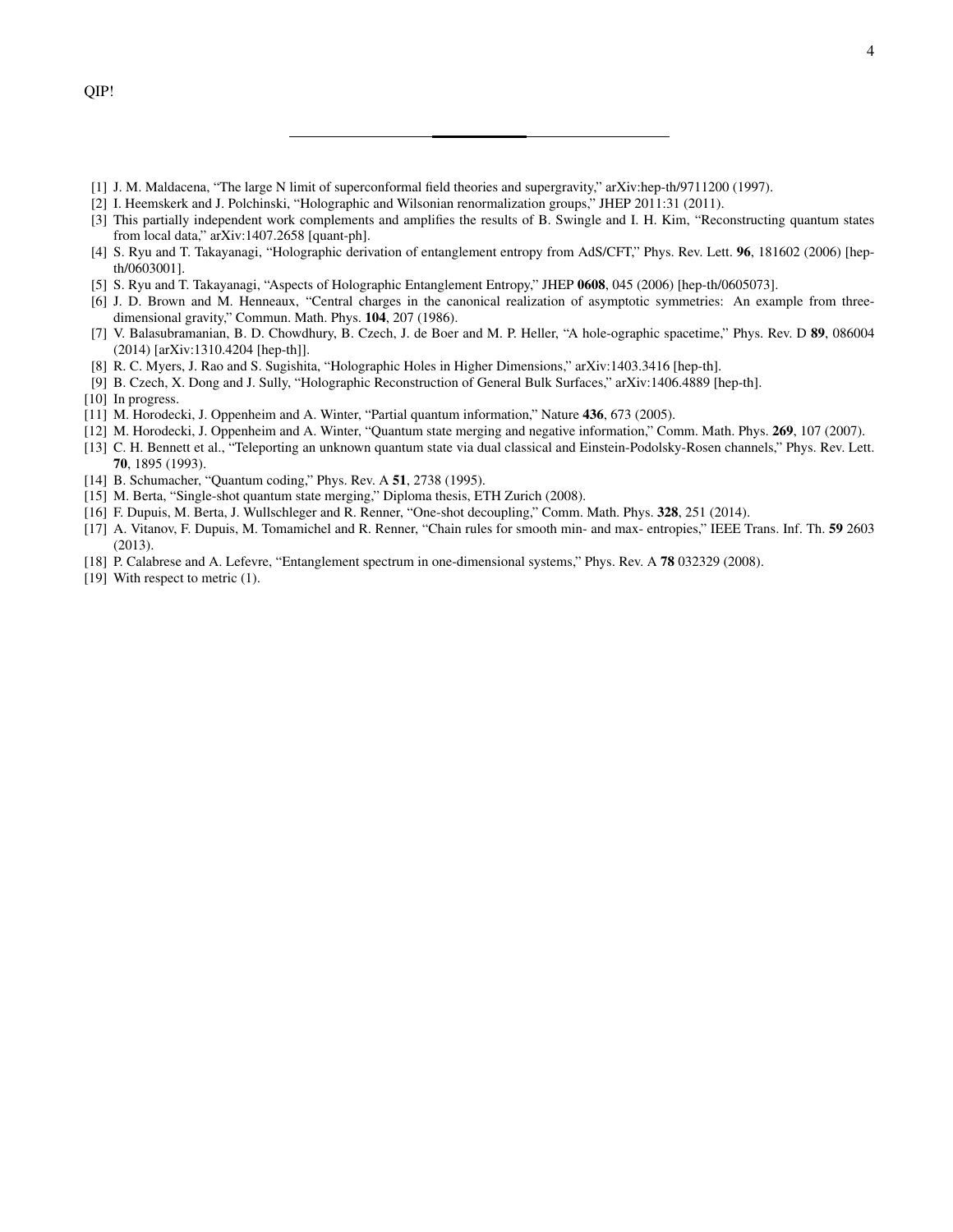QIP!

---

[1] J. M. Maldacena, “The large N limit of superconformal field theories and supergravity,” arXiv:hep-th/9711200 (1997).

[2] I. Heemskerk and J. Polchinski, “Holographic and Wilsonian renormalization groups,” JHEP 2011:31 (2011).

[3] This partially independent work complements and amplifies the results of B. Swingle and I. H. Kim, “Reconstructing quantum states from local data,” arXiv:1407.2658 [quant-ph].

[4] S. Ryu and T. Takayanagi, “Holographic derivation of entanglement entropy from AdS/CFT,” Phys. Rev. Lett. **96**, 181602 (2006) [hep-th/0603001].

[5] S. Ryu and T. Takayanagi, “Aspects of Holographic Entanglement Entropy,” JHEP **0608**, 045 (2006) [hep-th/0605073].

[6] J. D. Brown and M. Henneaux, “Central charges in the canonical realization of asymptotic symmetries: An example from three-dimensional gravity,” Commun. Math. Phys. **104**, 207 (1986).

[7] V. Balasubramanian, B. D. Chowdhury, B. Czech, J. de Boer and M. P. Heller, “A hole-ographic spacetime,” Phys. Rev. D **89**, 086004 (2014) [arXiv:1310.4204 [hep-th]].

[8] R. C. Myers, J. Rao and S. Sugishita, “Holographic Holes in Higher Dimensions,” arXiv:1403.3416 [hep-th].

[9] B. Czech, X. Dong and J. Sully, “Holographic Reconstruction of General Bulk Surfaces,” arXiv:1406.4889 [hep-th].

[10] In progress.

[11] M. Horodecki, J. Oppenheim and A. Winter, “Partial quantum information,” Nature **436**, 673 (2005).

[12] M. Horodecki, J. Oppenheim and A. Winter, “Quantum state merging and negative information,” Comm. Math. Phys. **269**, 107 (2007).

[13] C. H. Bennett et al., “Teleporting an unknown quantum state via dual classical and Einstein-Podolsky-Rosen channels,” Phys. Rev. Lett. **70**, 1895 (1993).

[14] B. Schumacher, “Quantum coding,” Phys. Rev. A **51**, 2738 (1995).

[15] M. Berta, “Single-shot quantum state merging,” Diploma thesis, ETH Zurich (2008).

[16] F. Dupuis, M. Berta, J. Wullschleger and R. Renner, “One-shot decoupling,” Comm. Math. Phys. **328**, 251 (2014).

[17] A. Vitanov, F. Dupuis, M. Tomamichel and R. Renner, “Chain rules for smooth min- and max- entropies,” IEEE Trans. Inf. Th. **59** 2603 (2013).

[18] P. Calabrese and A. Lefevre, “Entanglement spectrum in one-dimensional systems,” Phys. Rev. A **78** 032329 (2008).

[19] With respect to metric (1).